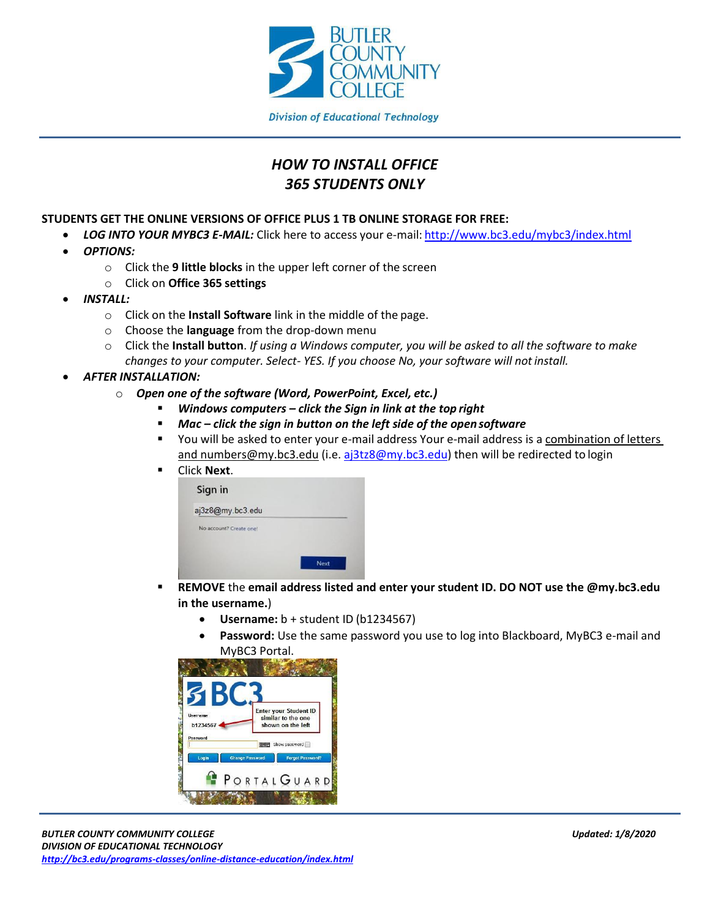# *HOW TO INSTALL OFFICE 365 STUDENTS ONLY*

**STUDENTS GET THE ONLINE VERSIONS OF OFFICE PLUS 1 TB ONLINE STORAGE FOR FREE:**

- ***LOG INTO YOUR MYBC3 E-MAIL:*** Click here to access your e-mail: http://www.bc3.edu/mybc3/index.html
- ***OPTIONS:***
  - Click the **9 little blocks** in the upper left corner of the screen
  - Click on **Office 365 settings**
- ***INSTALL:***
  - Click on the **Install Software** link in the middle of the page.
  - Choose the **language** from the drop-down menu
  - Click the **Install button**. *If using a Windows computer, you will be asked to all the software to make changes to your computer. Select- YES. If you choose No, your software will not install.*
- ***AFTER INSTALLATION:***
  - ***Open one of the software (Word, PowerPoint, Excel, etc.)***
    - ***Windows computers – click the Sign in link at the top right***
    - ***Mac – click the sign in button on the left side of the open software***
    - You will be asked to enter your e-mail address Your e-mail address is a combination of letters and numbers@my.bc3.edu (i.e. aj3tz8@my.bc3.edu) then will be redirected to login
    - Click **Next**.
    - **REMOVE** the **email address listed and enter your student ID. DO NOT use the @my.bc3.edu in the username.**)
      - **Username:** b + student ID (b1234567)
      - **Password:** Use the same password you use to log into Blackboard, MyBC3 e-mail and MyBC3 Portal.

***BUTLER COUNTY COMMUNITY COLLEGE***
***DIVISION OF EDUCATIONAL TECHNOLOGY***
***http://bc3.edu/programs-classes/online-distance-education/index.html***

***Updated: 1/8/2020***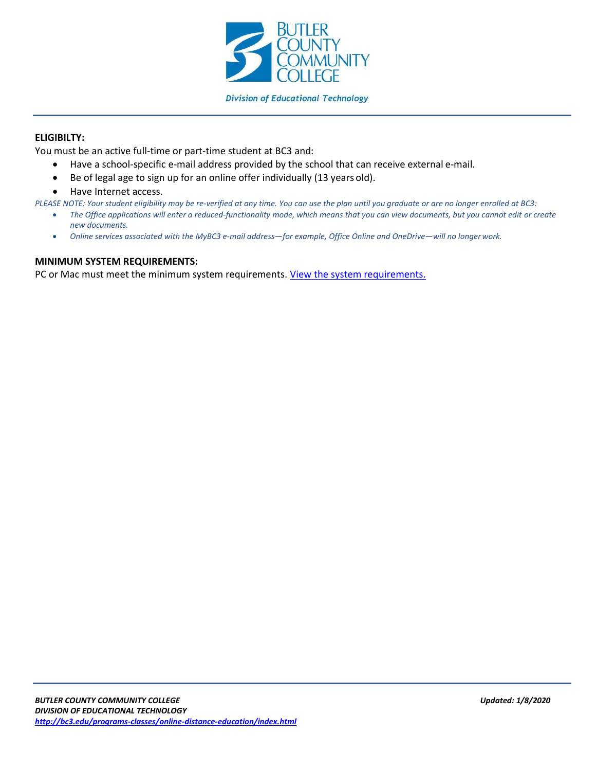**ELIGIBILTY:**

You must be an active full-time or part-time student at BC3 and:

- Have a school-specific e-mail address provided by the school that can receive external e-mail.
- Be of legal age to sign up for an online offer individually (13 years old).
- Have Internet access.

*PLEASE NOTE: Your student eligibility may be re-verified at any time. You can use the plan until you graduate or are no longer enrolled at BC3:*

- *The Office applications will enter a reduced-functionality mode, which means that you can view documents, but you cannot edit or create new documents.*
- *Online services associated with the MyBC3 e-mail address—for example, Office Online and OneDrive—will no longer work.*

**MINIMUM SYSTEM REQUIREMENTS:**

PC or Mac must meet the minimum system requirements. View the system requirements.